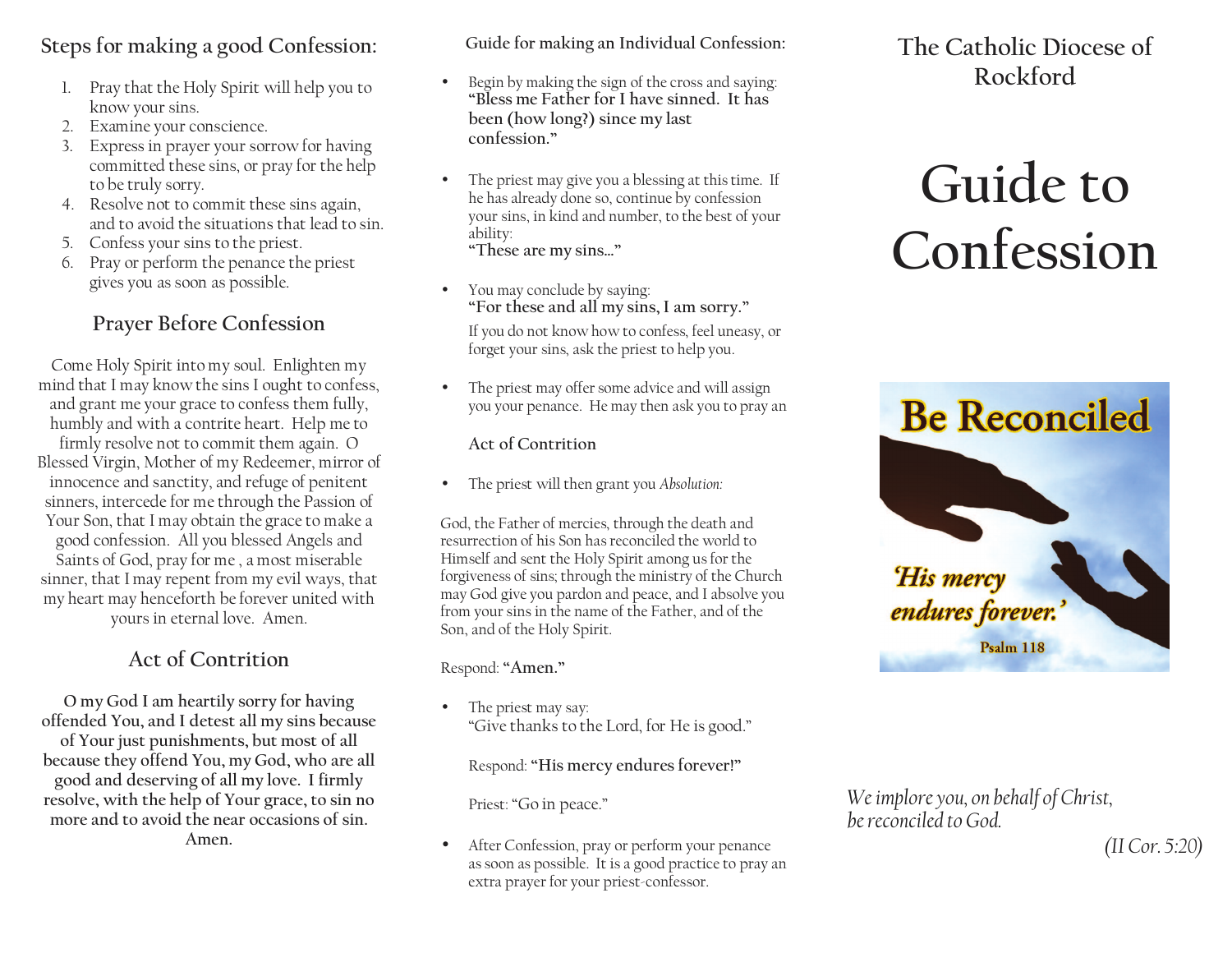## Steps for making a good Confession:

1. Pray that the Holy Spirit will help you to know your sins.
2. Examine your conscience.
3. Express in prayer your sorrow for having committed these sins, or pray for the help to be truly sorry.
4. Resolve not to commit these sins again, and to avoid the situations that lead to sin.
5. Confess your sins to the priest.
6. Pray or perform the penance the priest gives you as soon as possible.

## Prayer Before Confession

Come Holy Spirit into my soul. Enlighten my mind that I may know the sins I ought to confess, and grant me your grace to confess them fully, humbly and with a contrite heart. Help me to firmly resolve not to commit them again. O Blessed Virgin, Mother of my Redeemer, mirror of innocence and sanctity, and refuge of penitent sinners, intercede for me through the Passion of Your Son, that I may obtain the grace to make a good confession. All you blessed Angels and Saints of God, pray for me , a most miserable sinner, that I may repent from my evil ways, that my heart may henceforth be forever united with yours in eternal love. Amen.

## Act of Contrition

**O my God I am heartily sorry for having offended You, and I detest all my sins because of Your just punishments, but most of all because they offend You, my God, who are all good and deserving of all my love. I firmly resolve, with the help of Your grace, to sin no more and to avoid the near occasions of sin. Amen.**

## Guide for making an Individual Confession:

- Begin by making the sign of the cross and saying: **"Bless me Father for I have sinned. It has been (how long?) since my last confession."**
- The priest may give you a blessing at this time. If he has already done so, continue by confession your sins, in kind and number, to the best of your ability:
  **"These are my sins…"**
- You may conclude by saying:
  **"For these and all my sins, I am sorry."**

  If you do not know how to confess, feel uneasy, or forget your sins, ask the priest to help you.
- The priest may offer some advice and will assign you your penance. He may then ask you to pray an

  Act of Contrition
- The priest will then grant you *Absolution:*

God, the Father of mercies, through the death and resurrection of his Son has reconciled the world to Himself and sent the Holy Spirit among us for the forgiveness of sins; through the ministry of the Church may God give you pardon and peace, and I absolve you from your sins in the name of the Father, and of the Son, and of the Holy Spirit.

Respond: **"Amen."**

- The priest may say:
  "Give thanks to the Lord, for He is good."

  Respond: **"His mercy endures forever!"**

  Priest: "Go in peace."
- After Confession, pray or perform your penance as soon as possible. It is a good practice to pray an extra prayer for your priest-confessor.

## The Catholic Diocese of Rockford

# Guide to Confession

Be Reconciled

'His mercy endures forever.'

Psalm 118

*We implore you, on behalf of Christ, be reconciled to God.*

*(II Cor. 5:20)*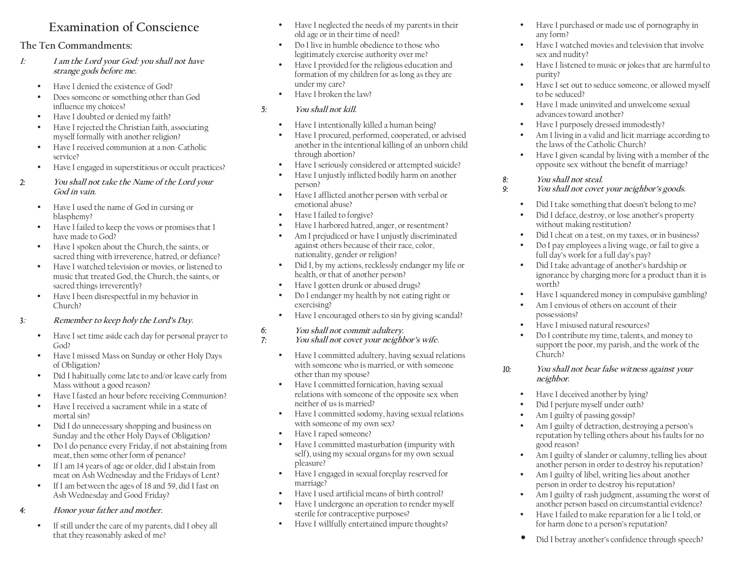# Examination of Conscience

## The Ten Commandments:

**1:** ***I am the Lord your God: you shall not have strange gods before me.***

- Have I denied the existence of God?
- Does someone or something other than God influence my choices?
- Have I doubted or denied my faith?
- Have I rejected the Christian faith, associating myself formally with another religion?
- Have I received communion at a non-Catholic service?
- Have I engaged in superstitious or occult practices?

**2:** ***You shall not take the Name of the Lord your God in vain.***

- Have I used the name of God in cursing or blasphemy?
- Have I failed to keep the vows or promises that I have made to God?
- Have I spoken about the Church, the saints, or sacred thing with irreverence, hatred, or defiance?
- Have I watched television or movies, or listened to music that treated God, the Church, the saints, or sacred things irreverently?
- Have I been disrespectful in my behavior in Church?

**3:** ***Remember to keep holy the Lord's Day.***

- Have I set time aside each day for personal prayer to God?
- Have I missed Mass on Sunday or other Holy Days of Obligation?
- Did I habitually come late to and/or leave early from Mass without a good reason?
- Have I fasted an hour before receiving Communion?
- Have I received a sacrament while in a state of mortal sin?
- Did I do unnecessary shopping and business on Sunday and the other Holy Days of Obligation?
- Do I do penance every Friday, if not abstaining from meat, then some other form of penance?
- If I am 14 years of age or older, did I abstain from meat on Ash Wednesday and the Fridays of Lent?
- If I am between the ages of 18 and 59, did I fast on Ash Wednesday and Good Friday?

**4:** ***Honor your father and mother.***

- If still under the care of my parents, did I obey all that they reasonably asked of me?
- Have I neglected the needs of my parents in their old age or in their time of need?
- Do I live in humble obedience to those who legitimately exercise authority over me?
- Have I provided for the religious education and formation of my children for as long as they are under my care?
- Have I broken the law?

**5:** ***You shall not kill.***

- Have I intentionally killed a human being?
- Have I procured, performed, cooperated, or advised another in the intentional killing of an unborn child through abortion?
- Have I seriously considered or attempted suicide?
- Have I unjustly inflicted bodily harm on another person?
- Have I afflicted another person with verbal or emotional abuse?
- Have I failed to forgive?
- Have I harbored hatred, anger, or resentment?
- Am I prejudiced or have I unjustly discriminated against others because of their race, color, nationality, gender or religion?
- Did I, by my actions, recklessly endanger my life or health, or that of another person?
- Have I gotten drunk or abused drugs?
- Do I endanger my health by not eating right or exercising?
- Have I encouraged others to sin by giving scandal?

**6:** ***You shall not commit adultery.***
**7:** ***You shall not covet your neighbor's wife.***

- Have I committed adultery, having sexual relations with someone who is married, or with someone other than my spouse?
- Have I committed fornication, having sexual relations with someone of the opposite sex when neither of us is married?
- Have I committed sodomy, having sexual relations with someone of my own sex?
- Have I raped someone?
- Have I committed masturbation (impurity with self), using my sexual organs for my own sexual pleasure?
- Have I engaged in sexual foreplay reserved for marriage?
- Have I used artificial means of birth control?
- Have I undergone an operation to render myself sterile for contraceptive purposes?
- Have I willfully entertained impure thoughts?
- Have I purchased or made use of pornography in any form?
- Have I watched movies and television that involve sex and nudity?
- Have I listened to music or jokes that are harmful to purity?
- Have I set out to seduce someone, or allowed myself to be seduced?
- Have I made uninvited and unwelcome sexual advances toward another?
- Have I purposely dressed immodestly?
- Am I living in a valid and licit marriage according to the laws of the Catholic Church?
- Have I given scandal by living with a member of the opposite sex without the benefit of marriage?

**8:** ***You shall not steal.***
**9:** ***You shall not covet your neighbor's goods.***

- Did I take something that doesn't belong to me?
- Did I deface, destroy, or lose another's property without making restitution?
- Did I cheat on a test, on my taxes, or in business?
- Do I pay employees a living wage, or fail to give a full day's work for a full day's pay?
- Did I take advantage of another's hardship or ignorance by charging more for a product than it is worth?
- Have I squandered money in compulsive gambling?
- Am I envious of others on account of their possessions?
- Have I misused natural resources?
- Do I contribute my time, talents, and money to support the poor, my parish, and the work of the Church?

**10:** ***You shall not bear false witness against your neighbor.***

- Have I deceived another by lying?
- Did I perjure myself under oath?
- Am I guilty of passing gossip?
- Am I guilty of detraction, destroying a person's reputation by telling others about his faults for no good reason?
- Am I guilty of slander or calumny, telling lies about another person in order to destroy his reputation?
- Am I guilty of libel, writing lies about another person in order to destroy his reputation?
- Am I guilty of rash judgment, assuming the worst of another person based on circumstantial evidence?
- Have I failed to make reparation for a lie I told, or for harm done to a person's reputation?
- Did I betray another's confidence through speech?